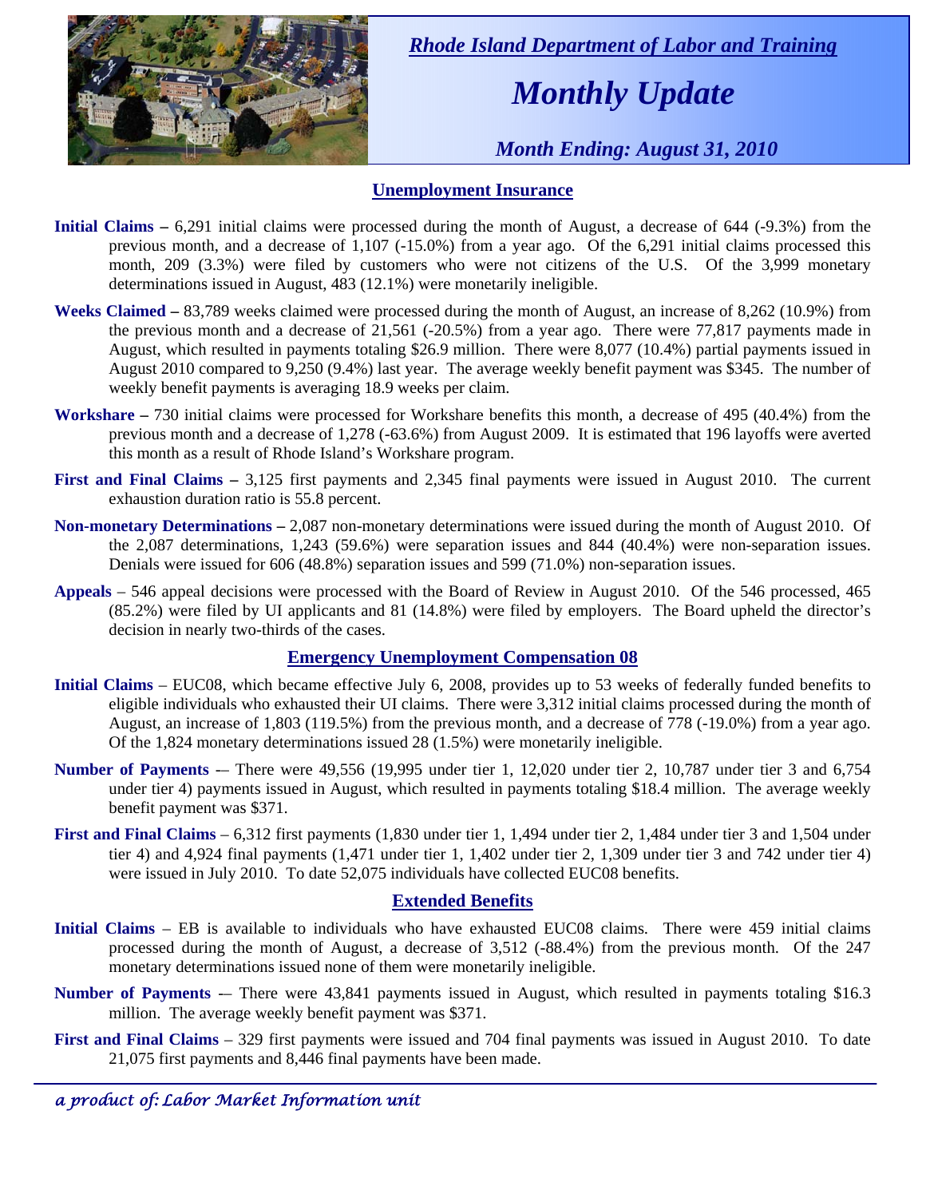*Rhode Island Department of Labor and Training*

# *Monthly Update*

*Month Ending: August 31, 2010*

## Unemployment Insurance

**Initial Claims –** 6,291 initial claims were processed during the month of August, a decrease of 644 (-9.3%) from the previous month, and a decrease of 1,107 (-15.0%) from a year ago. Of the 6,291 initial claims processed this month, 209 (3.3%) were filed by customers who were not citizens of the U.S. Of the 3,999 monetary determinations issued in August, 483 (12.1%) were monetarily ineligible.

**Weeks Claimed –** 83,789 weeks claimed were processed during the month of August, an increase of 8,262 (10.9%) from the previous month and a decrease of 21,561 (-20.5%) from a year ago. There were 77,817 payments made in August, which resulted in payments totaling $26.9 million. There were 8,077 (10.4%) partial payments issued in August 2010 compared to 9,250 (9.4%) last year. The average weekly benefit payment was $345. The number of weekly benefit payments is averaging 18.9 weeks per claim.

**Workshare –** 730 initial claims were processed for Workshare benefits this month, a decrease of 495 (40.4%) from the previous month and a decrease of 1,278 (-63.6%) from August 2009. It is estimated that 196 layoffs were averted this month as a result of Rhode Island's Workshare program.

**First and Final Claims –** 3,125 first payments and 2,345 final payments were issued in August 2010. The current exhaustion duration ratio is 55.8 percent.

**Non-monetary Determinations –** 2,087 non-monetary determinations were issued during the month of August 2010. Of the 2,087 determinations, 1,243 (59.6%) were separation issues and 844 (40.4%) were non-separation issues. Denials were issued for 606 (48.8%) separation issues and 599 (71.0%) non-separation issues.

**Appeals** – 546 appeal decisions were processed with the Board of Review in August 2010. Of the 546 processed, 465 (85.2%) were filed by UI applicants and 81 (14.8%) were filed by employers. The Board upheld the director's decision in nearly two-thirds of the cases.

## Emergency Unemployment Compensation 08

**Initial Claims** – EUC08, which became effective July 6, 2008, provides up to 53 weeks of federally funded benefits to eligible individuals who exhausted their UI claims. There were 3,312 initial claims processed during the month of August, an increase of 1,803 (119.5%) from the previous month, and a decrease of 778 (-19.0%) from a year ago. Of the 1,824 monetary determinations issued 28 (1.5%) were monetarily ineligible.

**Number of Payments** -– There were 49,556 (19,995 under tier 1, 12,020 under tier 2, 10,787 under tier 3 and 6,754 under tier 4) payments issued in August, which resulted in payments totaling $18.4 million. The average weekly benefit payment was $371.

**First and Final Claims** – 6,312 first payments (1,830 under tier 1, 1,494 under tier 2, 1,484 under tier 3 and 1,504 under tier 4) and 4,924 final payments (1,471 under tier 1, 1,402 under tier 2, 1,309 under tier 3 and 742 under tier 4) were issued in July 2010. To date 52,075 individuals have collected EUC08 benefits.

## Extended Benefits

**Initial Claims** – EB is available to individuals who have exhausted EUC08 claims. There were 459 initial claims processed during the month of August, a decrease of 3,512 (-88.4%) from the previous month. Of the 247 monetary determinations issued none of them were monetarily ineligible.

**Number of Payments** -– There were 43,841 payments issued in August, which resulted in payments totaling $16.3 million. The average weekly benefit payment was $371.

**First and Final Claims** – 329 first payments were issued and 704 final payments was issued in August 2010. To date 21,075 first payments and 8,446 final payments have been made.

*a product of: Labor Market Information unit*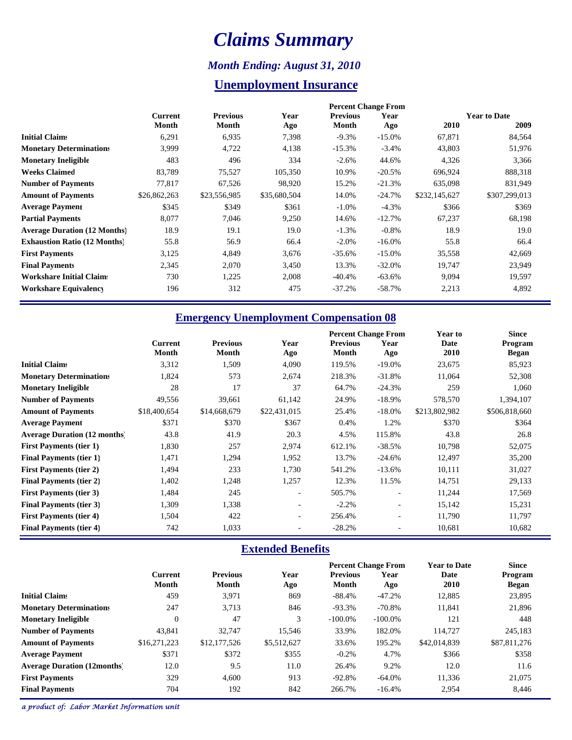# Claims Summary

## *Month Ending: August 31, 2010*

## Unemployment Insurance

| | Current Month | Previous Month | Year Ago | Percent Change From Previous Month | Percent Change From Year Ago | Year to Date 2010 | Year to Date 2009 |
|---|---|---|---|---|---|---|---|
| **Initial Claims** | 6,291 | 6,935 | 7,398 | -9.3% | -15.0% | 67,871 | 84,564 |
| **Monetary Determinations** | 3,999 | 4,722 | 4,138 | -15.3% | -3.4% | 43,803 | 51,976 |
| **Monetary Ineligible** | 483 | 496 | 334 | -2.6% | 44.6% | 4,326 | 3,366 |
| **Weeks Claimed** | 83,789 | 75,527 | 105,350 | 10.9% | -20.5% | 696,924 | 888,318 |
| **Number of Payments** | 77,817 | 67,526 | 98,920 | 15.2% | -21.3% | 635,098 | 831,949 |
| **Amount of Payments** | $26,862,263 | $23,556,985 | $35,680,504 | 14.0% | -24.7% | $232,145,627 | $307,299,013 |
| **Average Payment** | $345 | $349 | $361 | -1.0% | -4.3% | $366 | $369 |
| **Partial Payments** | 8,077 | 7,046 | 9,250 | 14.6% | -12.7% | 67,237 | 68,198 |
| **Average Duration (12 Months)** | 18.9 | 19.1 | 19.0 | -1.3% | -0.8% | 18.9 | 19.0 |
| **Exhaustion Ratio (12 Months)** | 55.8 | 56.9 | 66.4 | -2.0% | -16.0% | 55.8 | 66.4 |
| **First Payments** | 3,125 | 4,849 | 3,676 | -35.6% | -15.0% | 35,558 | 42,669 |
| **Final Payments** | 2,345 | 2,070 | 3,450 | 13.3% | -32.0% | 19,747 | 23,949 |
| **Workshare Initial Claims** | 730 | 1,225 | 2,008 | -40.4% | -63.6% | 9,094 | 19,597 |
| **Workshare Equivalency** | 196 | 312 | 475 | -37.2% | -58.7% | 2,213 | 4,892 |

## Emergency Unemployment Compensation 08

| | Current Month | Previous Month | Year Ago | Percent Change From Previous Month | Percent Change From Year Ago | Year to Date 2010 | Since Program Began |
|---|---|---|---|---|---|---|---|
| **Initial Claims** | 3,312 | 1,509 | 4,090 | 119.5% | -19.0% | 23,675 | 85,923 |
| **Monetary Determinations** | 1,824 | 573 | 2,674 | 218.3% | -31.8% | 11,064 | 52,308 |
| **Monetary Ineligible** | 28 | 17 | 37 | 64.7% | -24.3% | 259 | 1,060 |
| **Number of Payments** | 49,556 | 39,661 | 61,142 | 24.9% | -18.9% | 578,570 | 1,394,107 |
| **Amount of Payments** | $18,400,654 | $14,668,679 | $22,431,015 | 25.4% | -18.0% | $213,802,982 | $506,818,660 |
| **Average Payment** | $371 | $370 | $367 | 0.4% | 1.2% | $370 | $364 |
| **Average Duration (12 months)** | 43.8 | 41.9 | 20.3 | 4.5% | 115.8% | 43.8 | 26.8 |
| **First Payments (tier 1)** | 1,830 | 257 | 2,974 | 612.1% | -38.5% | 10,798 | 52,075 |
| **Final Payments (tier 1)** | 1,471 | 1,294 | 1,952 | 13.7% | -24.6% | 12,497 | 35,200 |
| **First Payments (tier 2)** | 1,494 | 233 | 1,730 | 541.2% | -13.6% | 10,111 | 31,027 |
| **Final Payments (tier 2)** | 1,402 | 1,248 | 1,257 | 12.3% | 11.5% | 14,751 | 29,133 |
| **First Payments (tier 3)** | 1,484 | 245 | - | 505.7% | - | 11,244 | 17,569 |
| **Final Payments (tier 3)** | 1,309 | 1,338 | - | -2.2% | - | 15,142 | 15,231 |
| **First Payments (tier 4)** | 1,504 | 422 | - | 256.4% | - | 11,790 | 11,797 |
| **Final Payments (tier 4)** | 742 | 1,033 | - | -28.2% | - | 10,681 | 10,682 |

## Extended Benefits

| | Current Month | Previous Month | Year Ago | Percent Change From Previous Month | Percent Change From Year Ago | Year to Date 2010 | Since Program Began |
|---|---|---|---|---|---|---|---|
| **Initial Claims** | 459 | 3,971 | 869 | -88.4% | -47.2% | 12,885 | 23,895 |
| **Monetary Determinations** | 247 | 3,713 | 846 | -93.3% | -70.8% | 11,841 | 21,896 |
| **Monetary Ineligible** | 0 | 47 | 3 | -100.0% | -100.0% | 121 | 448 |
| **Number of Payments** | 43,841 | 32,747 | 15,546 | 33.9% | 182.0% | 114,727 | 245,183 |
| **Amount of Payments** | $16,271,223 | $12,177,526 | $5,512,627 | 33.6% | 195.2% | $42,014,839 | $87,811,276 |
| **Average Payment** | $371 | $372 | $355 | -0.2% | 4.7% | $366 | $358 |
| **Average Duration (12months)** | 12.0 | 9.5 | 11.0 | 26.4% | 9.2% | 12.0 | 11.6 |
| **First Payments** | 329 | 4,600 | 913 | -92.8% | -64.0% | 11,336 | 21,075 |
| **Final Payments** | 704 | 192 | 842 | 266.7% | -16.4% | 2,954 | 8,446 |

*a product of: Labor Market Information unit*